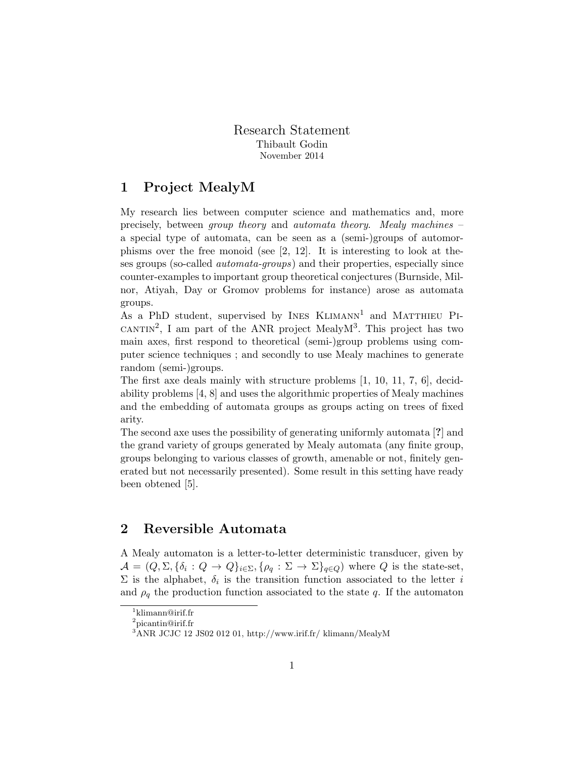Research Statement

Thibault Godin

November 2014

## 1 Project MealyM

My research lies between computer science and mathematics and, more precisely, between *group theory* and *automata theory*. *Mealy machines* – a special type of automata, can be seen as a (semi-)groups of automorphisms over the free monoid (see [2, 12]. It is interesting to look at theses groups (so-called *automata-groups*) and their properties, especially since counter-examples to important group theoretical conjectures (Burnside, Milnor, Atiyah, Day or Gromov problems for instance) arose as automata groups.

As a PhD student, supervised by Ines Klimann[1] and Matthieu Picantin[2], I am part of the ANR project MealyM[3]. This project has two main axes, first respond to theoretical (semi-)group problems using computer science techniques ; and secondly to use Mealy machines to generate random (semi-)groups.

The first axe deals mainly with structure problems [1, 10, 11, 7, 6], decidability problems [4, 8] and uses the algorithmic properties of Mealy machines and the embedding of automata groups as groups acting on trees of fixed arity.

The second axe uses the possibility of generating uniformly automata [?] and the grand variety of groups generated by Mealy automata (any finite group, groups belonging to various classes of growth, amenable or not, finitely generated but not necessarily presented). Some result in this setting have ready been obtened [5].

## 2 Reversible Automata

A Mealy automaton is a letter-to-letter deterministic transducer, given by $\mathcal{A} = (Q, \Sigma, \{\delta_i : Q \to Q\}_{i\in\Sigma}, \{\rho_q : \Sigma \to \Sigma\}_{q\in Q})$ where $Q$ is the state-set, $\Sigma$ is the alphabet, $\delta_i$ is the transition function associated to the letter $i$ and $\rho_q$ the production function associated to the state $q$. If the automaton

[1] klimann@irif.fr

[2] picantin@irif.fr

[3] ANR JCJC 12 JS02 012 01, http://www.irif.fr/ klimann/MealyM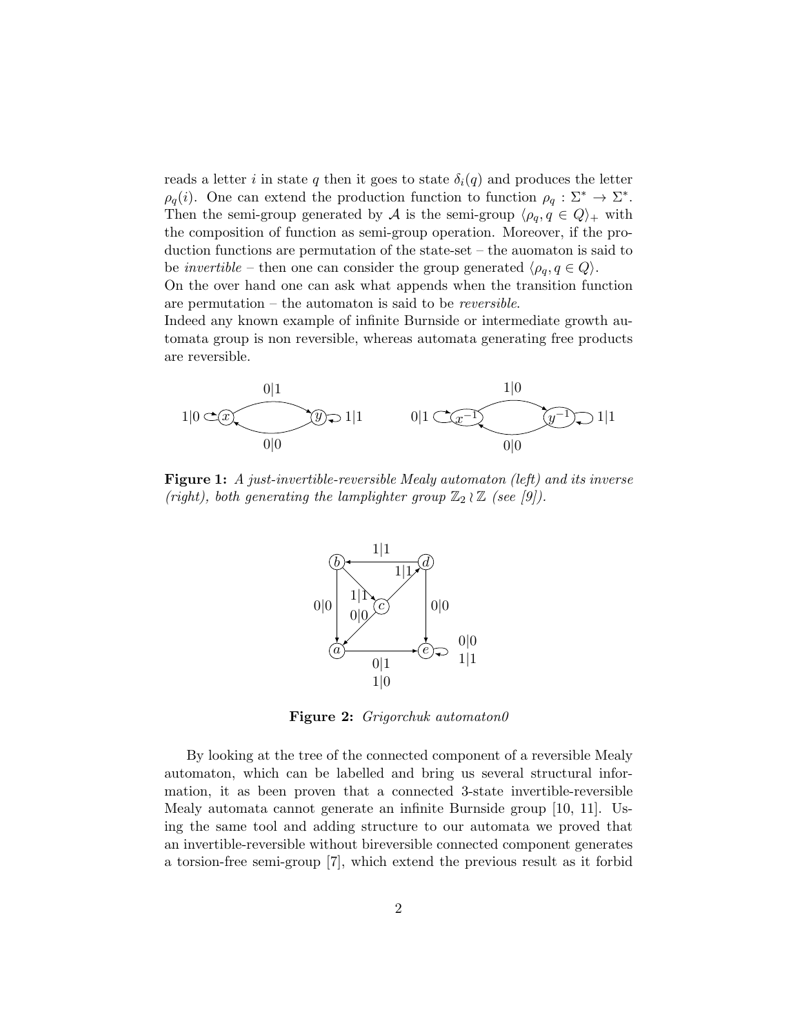reads a letter $i$ in state $q$ then it goes to state $\delta_i(q)$ and produces the letter $\rho_q(i)$. One can extend the production function to function $\rho_q : \Sigma^* \to \Sigma^*$. Then the semi-group generated by $\mathcal{A}$ is the semi-group $\langle \rho_q, q \in Q \rangle_+$ with the composition of function as semi-group operation. Moreover, if the production functions are permutation of the state-set – the auomaton is said to be *invertible* – then one can consider the group generated $\langle \rho_q, q \in Q \rangle$.
On the over hand one can ask what appends when the transition function are permutation – the automaton is said to be *reversible*.
Indeed any known example of infinite Burnside or intermediate growth automata group is non reversible, whereas automata generating free products are reversible.

**Figure 1:** *A just-invertible-reversible Mealy automaton (left) and its inverse (right), both generating the lamplighter group $\mathbb{Z}_2 \wr \mathbb{Z}$ (see [9]).*

**Figure 2:** *Grigorchuk automaton0*

By looking at the tree of the connected component of a reversible Mealy automaton, which can be labelled and bring us several structural information, it as been proven that a connected 3-state invertible-reversible Mealy automata cannot generate an infinite Burnside group [10, 11]. Using the same tool and adding structure to our automata we proved that an invertible-reversible without bireversible connected component generates a torsion-free semi-group [7], which extend the previous result as it forbid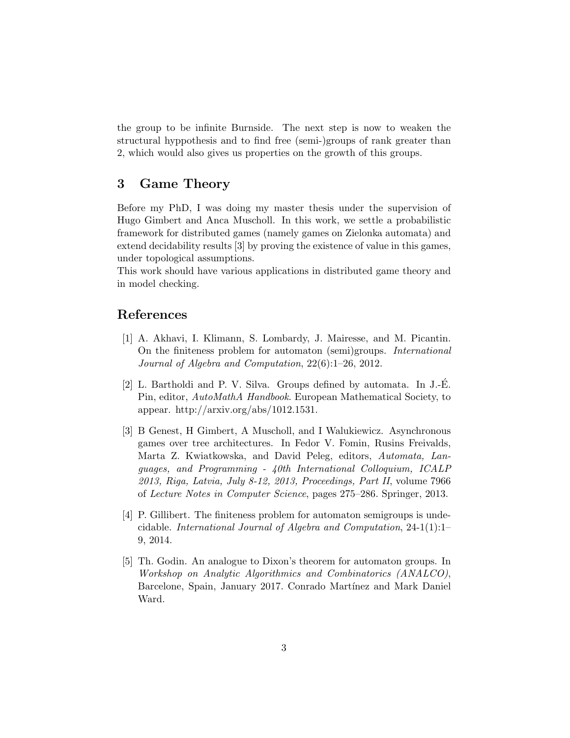the group to be infinite Burnside. The next step is now to weaken the structural hyppothesis and to find free (semi-)groups of rank greater than 2, which would also gives us properties on the growth of this groups.

## 3 Game Theory

Before my PhD, I was doing my master thesis under the supervision of Hugo Gimbert and Anca Muscholl. In this work, we settle a probabilistic framework for distributed games (namely games on Zielonka automata) and extend decidability results [3] by proving the existence of value in this games, under topological assumptions.
This work should have various applications in distributed game theory and in model checking.

## References

[1] A. Akhavi, I. Klimann, S. Lombardy, J. Mairesse, and M. Picantin. On the finiteness problem for automaton (semi)groups. *International Journal of Algebra and Computation*, 22(6):1–26, 2012.

[2] L. Bartholdi and P. V. Silva. Groups defined by automata. In J.-É. Pin, editor, *AutoMathA Handbook*. European Mathematical Society, to appear. http://arxiv.org/abs/1012.1531.

[3] B Genest, H Gimbert, A Muscholl, and I Walukiewicz. Asynchronous games over tree architectures. In Fedor V. Fomin, Rusins Freivalds, Marta Z. Kwiatkowska, and David Peleg, editors, *Automata, Languages, and Programming - 40th International Colloquium, ICALP 2013, Riga, Latvia, July 8-12, 2013, Proceedings, Part II*, volume 7966 of *Lecture Notes in Computer Science*, pages 275–286. Springer, 2013.

[4] P. Gillibert. The finiteness problem for automaton semigroups is undecidable. *International Journal of Algebra and Computation*, 24-1(1):1–9, 2014.

[5] Th. Godin. An analogue to Dixon's theorem for automaton groups. In *Workshop on Analytic Algorithmics and Combinatorics (ANALCO)*, Barcelone, Spain, January 2017. Conrado Martínez and Mark Daniel Ward.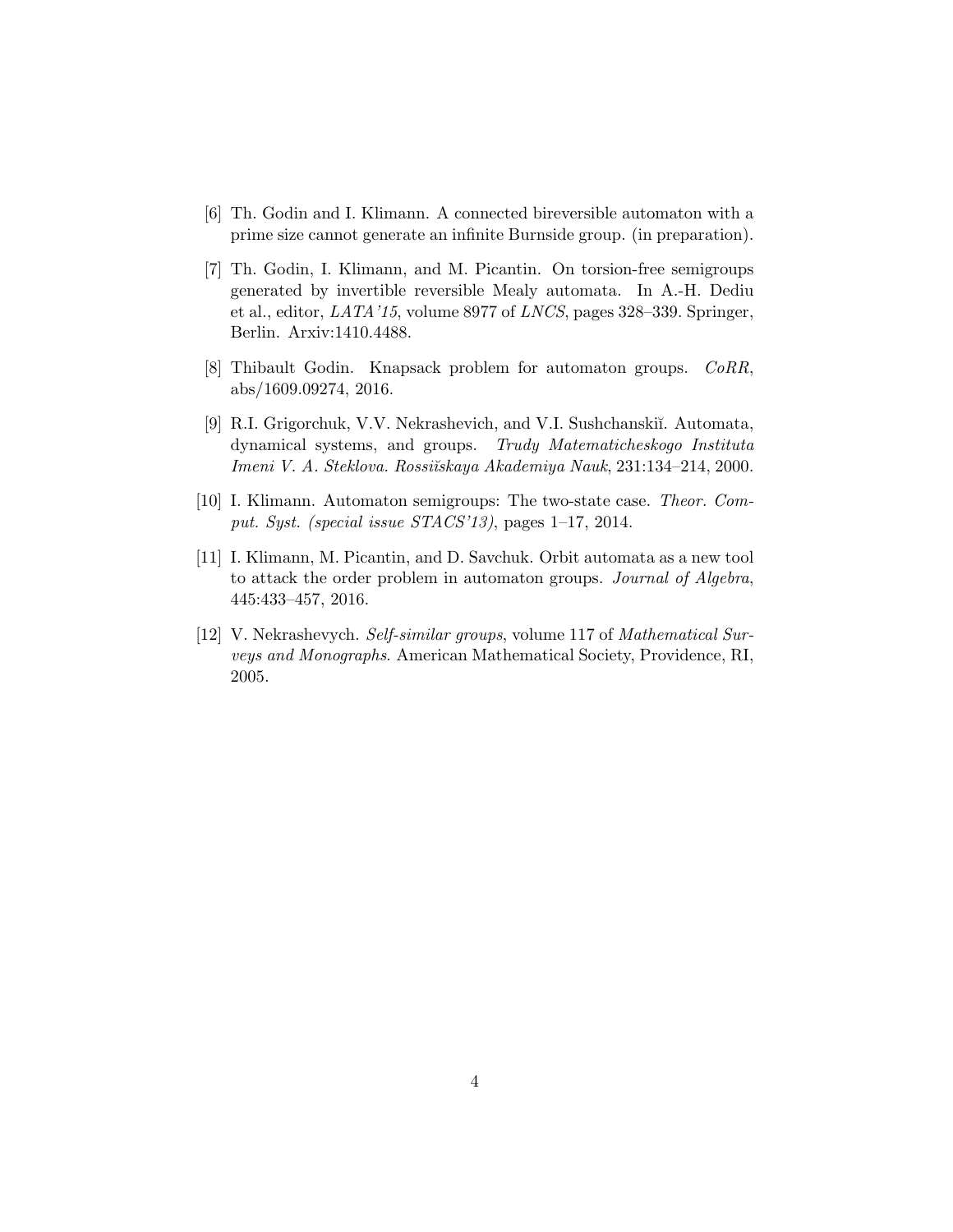[6] Th. Godin and I. Klimann. A connected bireversible automaton with a prime size cannot generate an infinite Burnside group. (in preparation).

[7] Th. Godin, I. Klimann, and M. Picantin. On torsion-free semigroups generated by invertible reversible Mealy automata. In A.-H. Dediu et al., editor, *LATA'15*, volume 8977 of *LNCS*, pages 328–339. Springer, Berlin. Arxiv:1410.4488.

[8] Thibault Godin. Knapsack problem for automaton groups. *CoRR*, abs/1609.09274, 2016.

[9] R.I. Grigorchuk, V.V. Nekrashevich, and V.I. Sushchanskiĭ. Automata, dynamical systems, and groups. *Trudy Matematicheskogo Instituta Imeni V. A. Steklova. Rossiĭskaya Akademiya Nauk*, 231:134–214, 2000.

[10] I. Klimann. Automaton semigroups: The two-state case. *Theor. Comput. Syst. (special issue STACS'13)*, pages 1–17, 2014.

[11] I. Klimann, M. Picantin, and D. Savchuk. Orbit automata as a new tool to attack the order problem in automaton groups. *Journal of Algebra*, 445:433–457, 2016.

[12] V. Nekrashevych. *Self-similar groups*, volume 117 of *Mathematical Surveys and Monographs*. American Mathematical Society, Providence, RI, 2005.